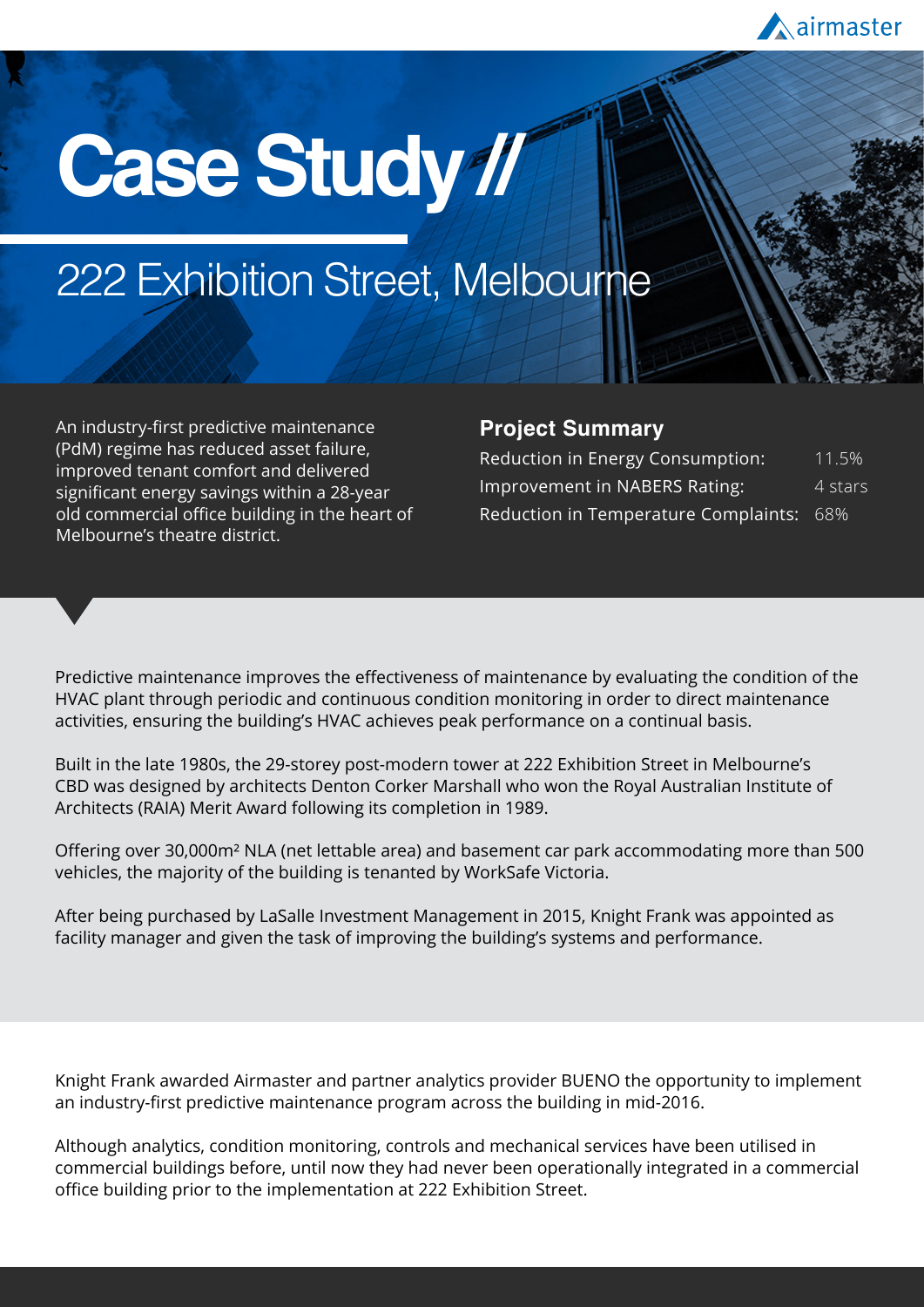# Case Study //

## 222 Exhibition Street, Melbourne

An industry-first predictive maintenance (PdM) regime has reduced asset failure, improved tenant comfort and delivered significant energy savings within a 28-year old commercial office building in the heart of Melbourne's theatre district.

### Project Summary

| | |
|---|---|
| Reduction in Energy Consumption: | 11.5% |
| Improvement in NABERS Rating: | 4 stars |
| Reduction in Temperature Complaints: | 68% |

Predictive maintenance improves the effectiveness of maintenance by evaluating the condition of the HVAC plant through periodic and continuous condition monitoring in order to direct maintenance activities, ensuring the building's HVAC achieves peak performance on a continual basis.

Built in the late 1980s, the 29-storey post-modern tower at 222 Exhibition Street in Melbourne's CBD was designed by architects Denton Corker Marshall who won the Royal Australian Institute of Architects (RAIA) Merit Award following its completion in 1989.

Offering over 30,000m² NLA (net lettable area) and basement car park accommodating more than 500 vehicles, the majority of the building is tenanted by WorkSafe Victoria.

After being purchased by LaSalle Investment Management in 2015, Knight Frank was appointed as facility manager and given the task of improving the building's systems and performance.

Knight Frank awarded Airmaster and partner analytics provider BUENO the opportunity to implement an industry-first predictive maintenance program across the building in mid-2016.

Although analytics, condition monitoring, controls and mechanical services have been utilised in commercial buildings before, until now they had never been operationally integrated in a commercial office building prior to the implementation at 222 Exhibition Street.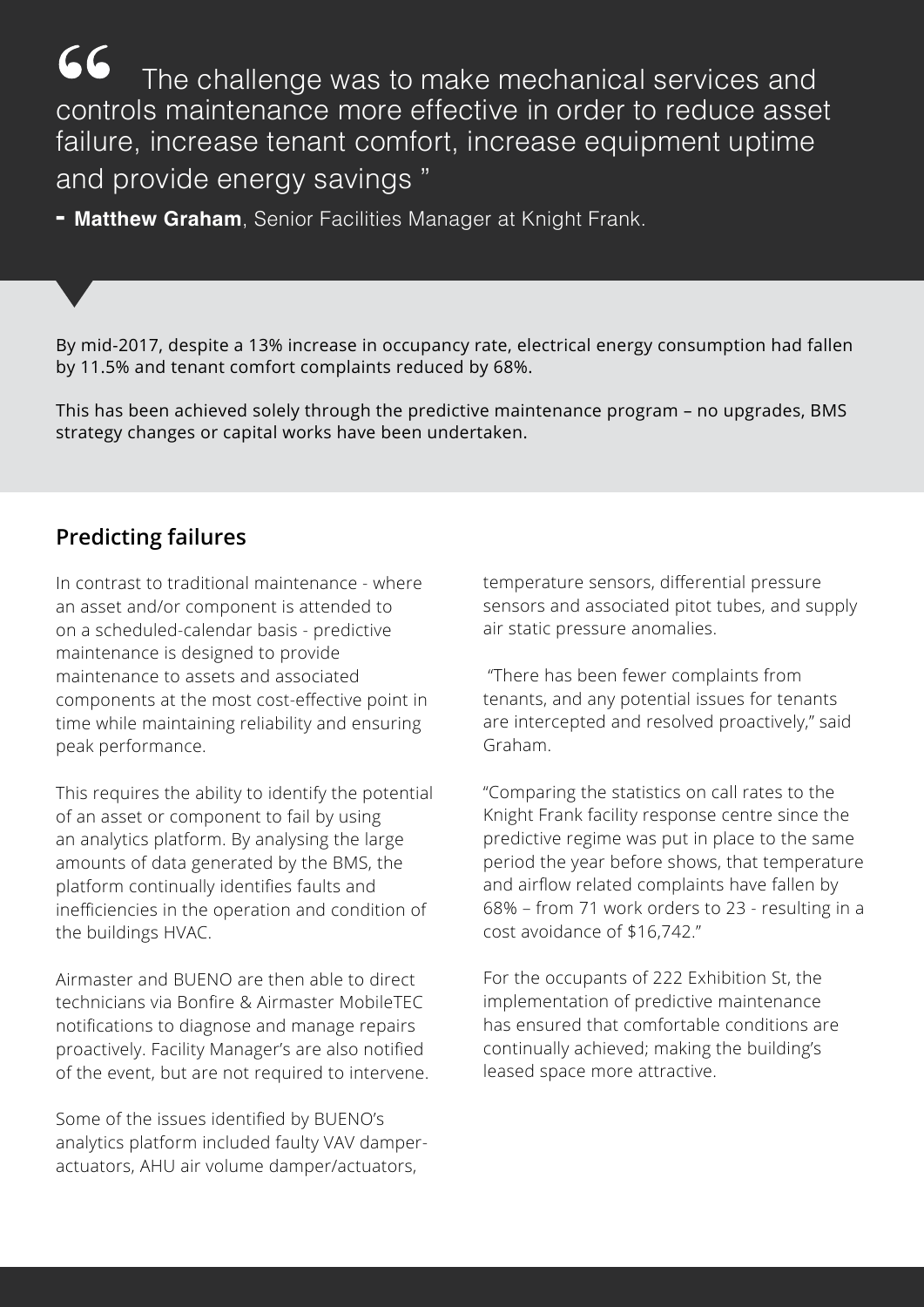> The challenge was to make mechanical services and controls maintenance more effective in order to reduce asset failure, increase tenant comfort, increase equipment uptime and provide energy savings "

**- Matthew Graham**, Senior Facilities Manager at Knight Frank.

By mid-2017, despite a 13% increase in occupancy rate, electrical energy consumption had fallen by 11.5% and tenant comfort complaints reduced by 68%.

This has been achieved solely through the predictive maintenance program – no upgrades, BMS strategy changes or capital works have been undertaken.

## Predicting failures

In contrast to traditional maintenance - where an asset and/or component is attended to on a scheduled-calendar basis - predictive maintenance is designed to provide maintenance to assets and associated components at the most cost-effective point in time while maintaining reliability and ensuring peak performance.

This requires the ability to identify the potential of an asset or component to fail by using an analytics platform. By analysing the large amounts of data generated by the BMS, the platform continually identifies faults and inefficiencies in the operation and condition of the buildings HVAC.

Airmaster and BUENO are then able to direct technicians via Bonfire & Airmaster MobileTEC notifications to diagnose and manage repairs proactively. Facility Manager's are also notified of the event, but are not required to intervene.

Some of the issues identified by BUENO's analytics platform included faulty VAV damper-actuators, AHU air volume damper/actuators, temperature sensors, differential pressure sensors and associated pitot tubes, and supply air static pressure anomalies.

"There has been fewer complaints from tenants, and any potential issues for tenants are intercepted and resolved proactively," said Graham.

"Comparing the statistics on call rates to the Knight Frank facility response centre since the predictive regime was put in place to the same period the year before shows, that temperature and airflow related complaints have fallen by 68% – from 71 work orders to 23 - resulting in a cost avoidance of $16,742."

For the occupants of 222 Exhibition St, the implementation of predictive maintenance has ensured that comfortable conditions are continually achieved; making the building's leased space more attractive.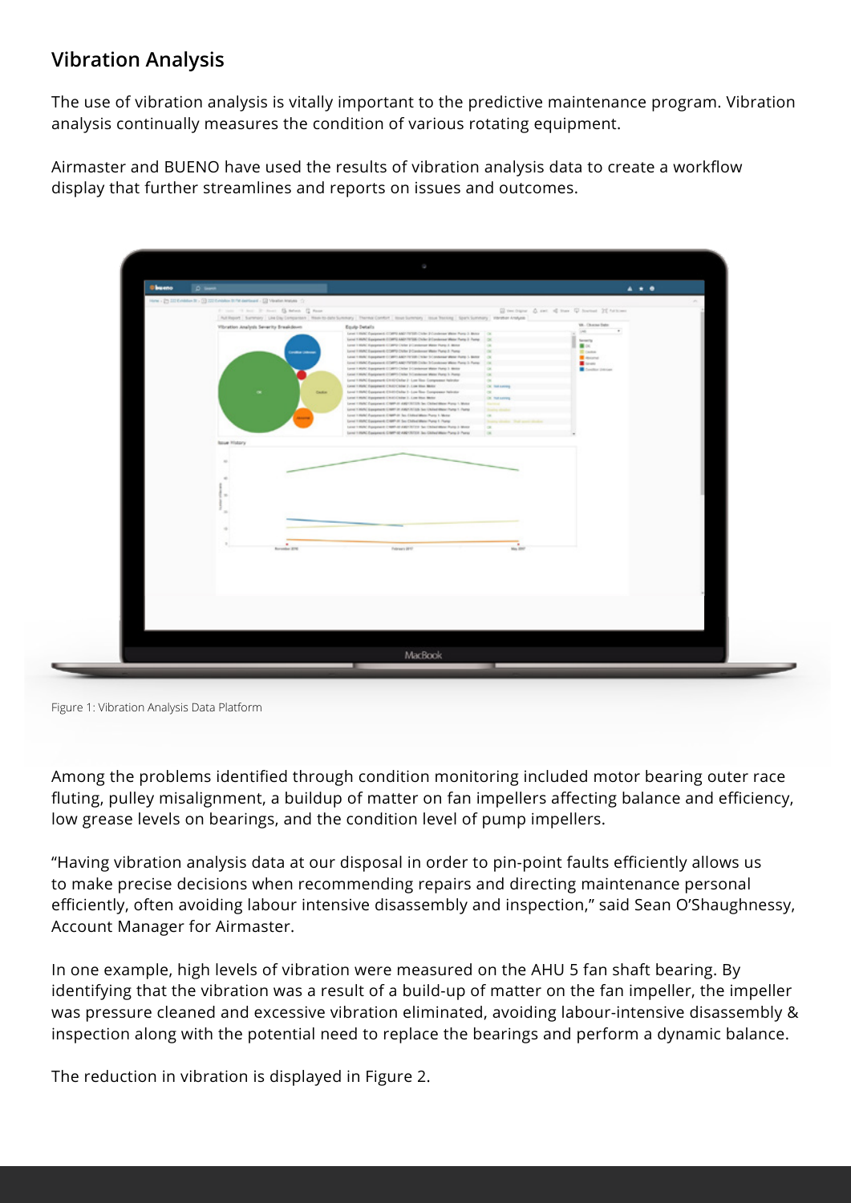## Vibration Analysis

The use of vibration analysis is vitally important to the predictive maintenance program. Vibration analysis continually measures the condition of various rotating equipment.

Airmaster and BUENO have used the results of vibration analysis data to create a workflow display that further streamlines and reports on issues and outcomes.

Figure 1: Vibration Analysis Data Platform

Among the problems identified through condition monitoring included motor bearing outer race fluting, pulley misalignment, a buildup of matter on fan impellers affecting balance and efficiency, low grease levels on bearings, and the condition level of pump impellers.

“Having vibration analysis data at our disposal in order to pin-point faults efficiently allows us to make precise decisions when recommending repairs and directing maintenance personal efficiently, often avoiding labour intensive disassembly and inspection,” said Sean O’Shaughnessy, Account Manager for Airmaster.

In one example, high levels of vibration were measured on the AHU 5 fan shaft bearing. By identifying that the vibration was a result of a build-up of matter on the fan impeller, the impeller was pressure cleaned and excessive vibration eliminated, avoiding labour-intensive disassembly & inspection along with the potential need to replace the bearings and perform a dynamic balance.

The reduction in vibration is displayed in Figure 2.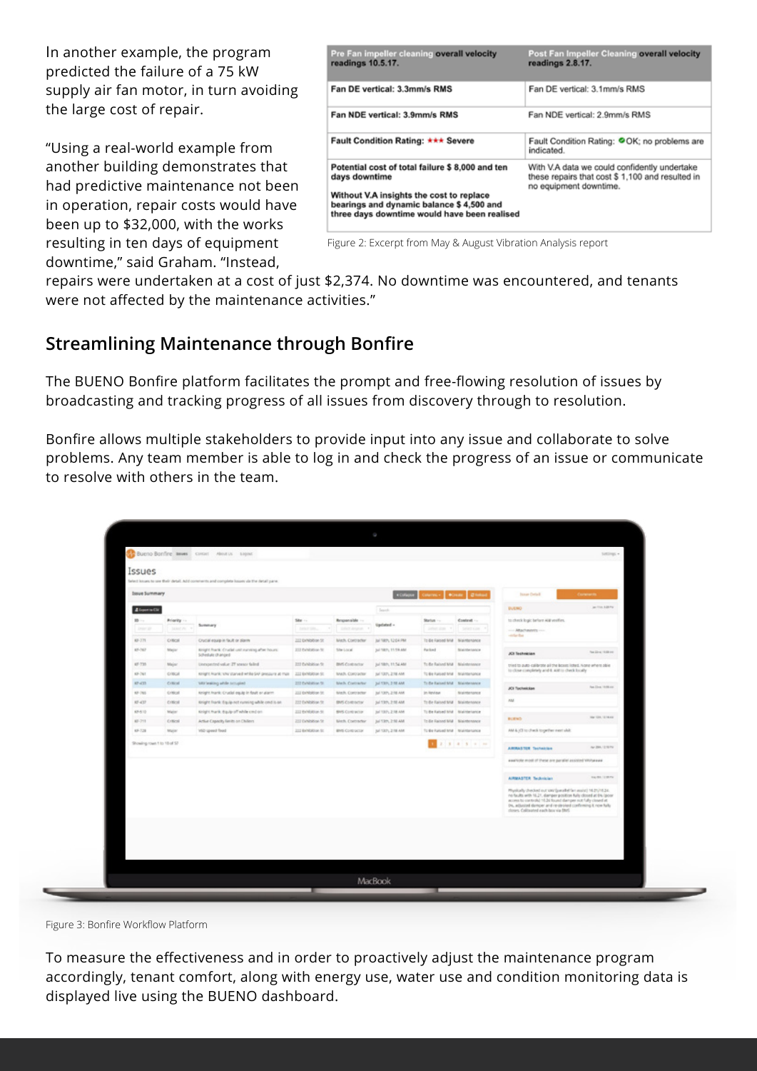In another example, the program predicted the failure of a 75 kW supply air fan motor, in turn avoiding the large cost of repair.

"Using a real-world example from another building demonstrates that had predictive maintenance not been in operation, repair costs would have been up to $32,000, with the works resulting in ten days of equipment downtime," said Graham. "Instead, repairs were undertaken at a cost of just $2,374. No downtime was encountered, and tenants were not affected by the maintenance activities."

| Pre Fan impeller cleaning overall velocity readings 10.5.17. | Post Fan Impeller Cleaning overall velocity readings 2.8.17. |
| --- | --- |
| Fan DE vertical: 3.3mm/s RMS | Fan DE vertical: 3.1mm/s RMS |
| Fan NDE vertical: 3.9mm/s RMS | Fan NDE vertical: 2.9mm/s RMS |
| Fault Condition Rating: ★★★ Severe | Fault Condition Rating: OK; no problems are indicated. |
| Potential cost of total failure $ 8,000 and ten days downtime<br><br>Without V.A insights the cost to replace bearings and dynamic balance $ 4,500 and three days downtime would have been realised | With V.A data we could confidently undertake these repairs that cost $ 1,100 and resulted in no equipment downtime. |

Figure 2: Excerpt from May & August Vibration Analysis report

## Streamlining Maintenance through Bonfire

The BUENO Bonfire platform facilitates the prompt and free-flowing resolution of issues by broadcasting and tracking progress of all issues from discovery through to resolution.

Bonfire allows multiple stakeholders to provide input into any issue and collaborate to solve problems. Any team member is able to log in and check the progress of an issue or communicate to resolve with others in the team.

Figure 3: Bonfire Workflow Platform

To measure the effectiveness and in order to proactively adjust the maintenance program accordingly, tenant comfort, along with energy use, water use and condition monitoring data is displayed live using the BUENO dashboard.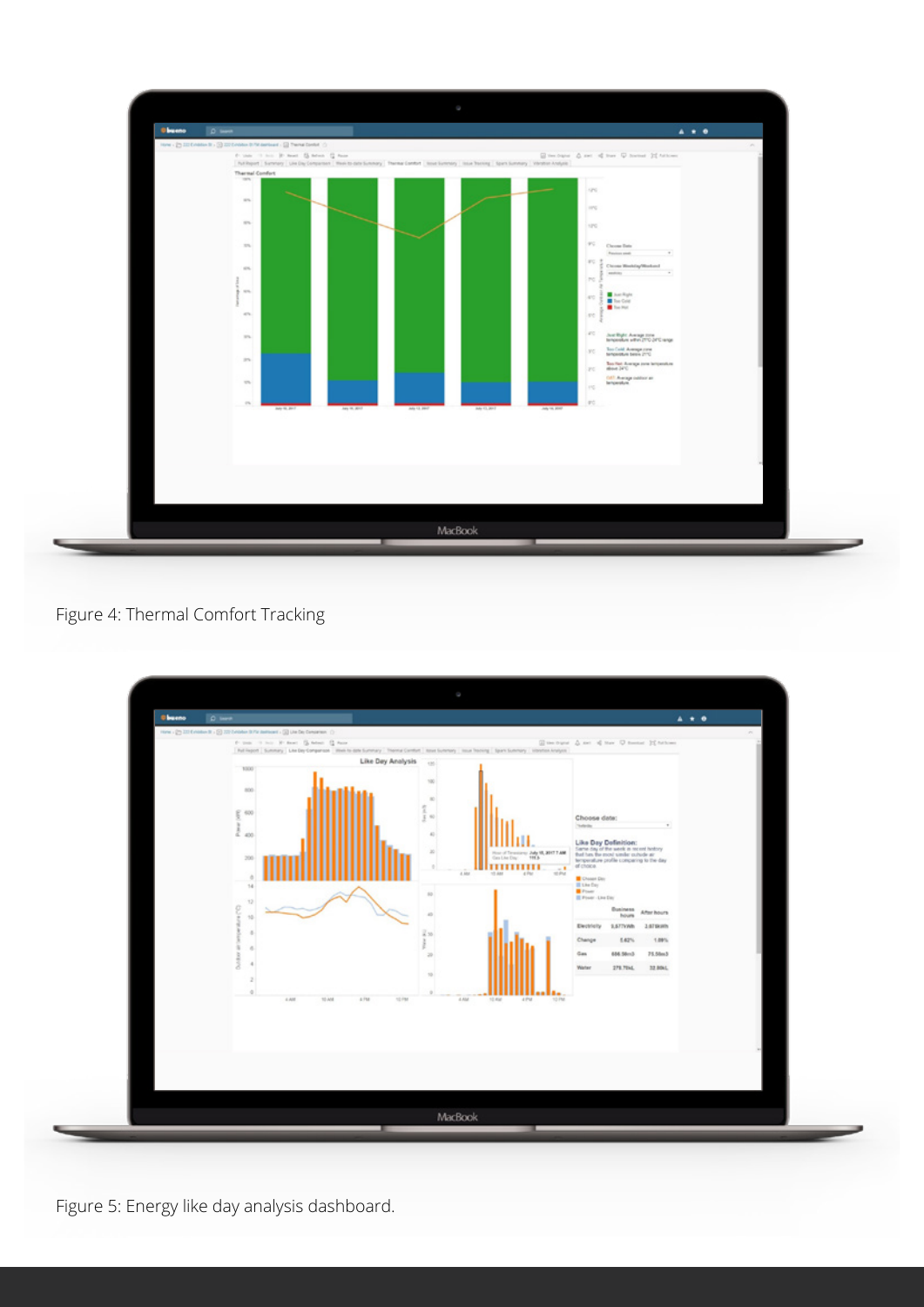Figure 4: Thermal Comfort Tracking

Figure 5: Energy like day analysis dashboard.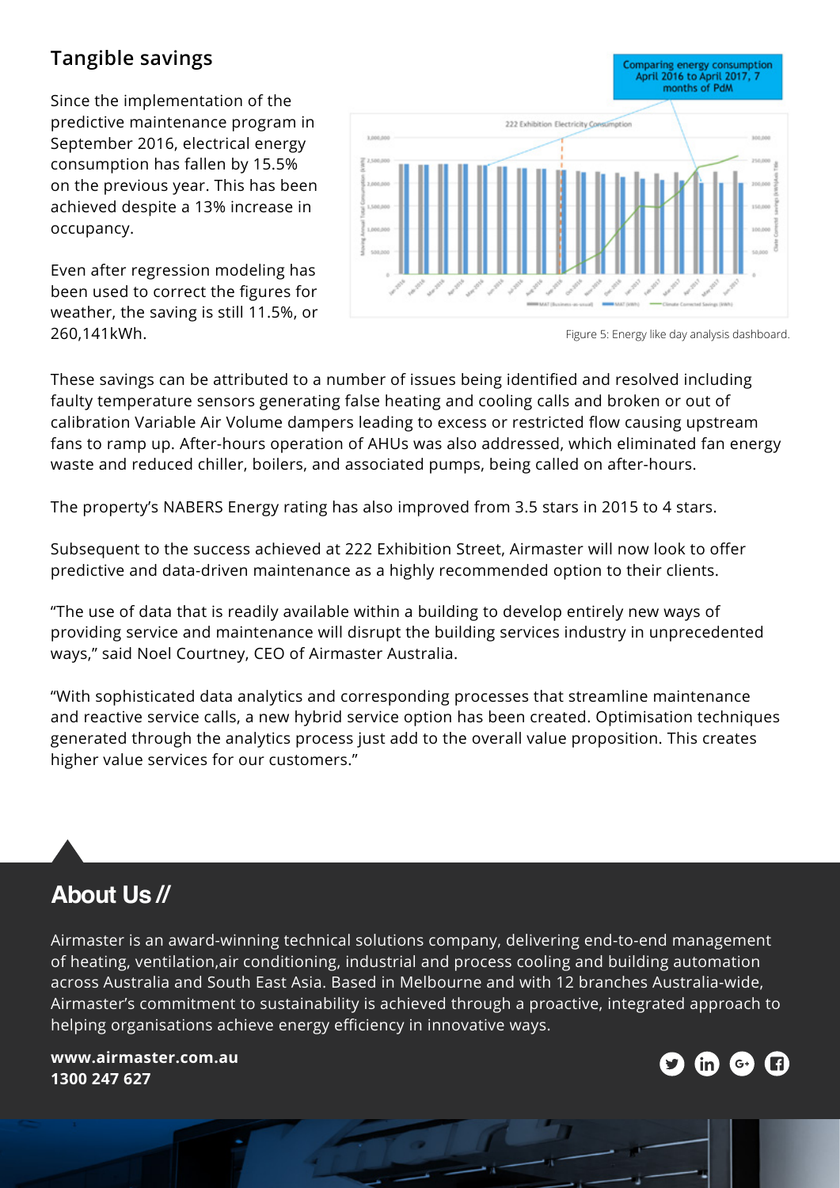## Tangible savings

Since the implementation of the predictive maintenance program in September 2016, electrical energy consumption has fallen by 15.5% on the previous year. This has been achieved despite a 13% increase in occupancy.

Even after regression modeling has been used to correct the figures for weather, the saving is still 11.5%, or 260,141kWh.

Comparing energy consumption April 2016 to April 2017, 7 months of PdM

222 Exhibition Electricity Consumption

Figure 5: Energy like day analysis dashboard.

These savings can be attributed to a number of issues being identified and resolved including faulty temperature sensors generating false heating and cooling calls and broken or out of calibration Variable Air Volume dampers leading to excess or restricted flow causing upstream fans to ramp up. After-hours operation of AHUs was also addressed, which eliminated fan energy waste and reduced chiller, boilers, and associated pumps, being called on after-hours.

The property's NABERS Energy rating has also improved from 3.5 stars in 2015 to 4 stars.

Subsequent to the success achieved at 222 Exhibition Street, Airmaster will now look to offer predictive and data-driven maintenance as a highly recommended option to their clients.

"The use of data that is readily available within a building to develop entirely new ways of providing service and maintenance will disrupt the building services industry in unprecedented ways," said Noel Courtney, CEO of Airmaster Australia.

"With sophisticated data analytics and corresponding processes that streamline maintenance and reactive service calls, a new hybrid service option has been created. Optimisation techniques generated through the analytics process just add to the overall value proposition. This creates higher value services for our customers."

## About Us //

Airmaster is an award-winning technical solutions company, delivering end-to-end management of heating, ventilation,air conditioning, industrial and process cooling and building automation across Australia and South East Asia. Based in Melbourne and with 12 branches Australia-wide, Airmaster's commitment to sustainability is achieved through a proactive, integrated approach to helping organisations achieve energy efficiency in innovative ways.

**www.airmaster.com.au**
**1300 247 627**